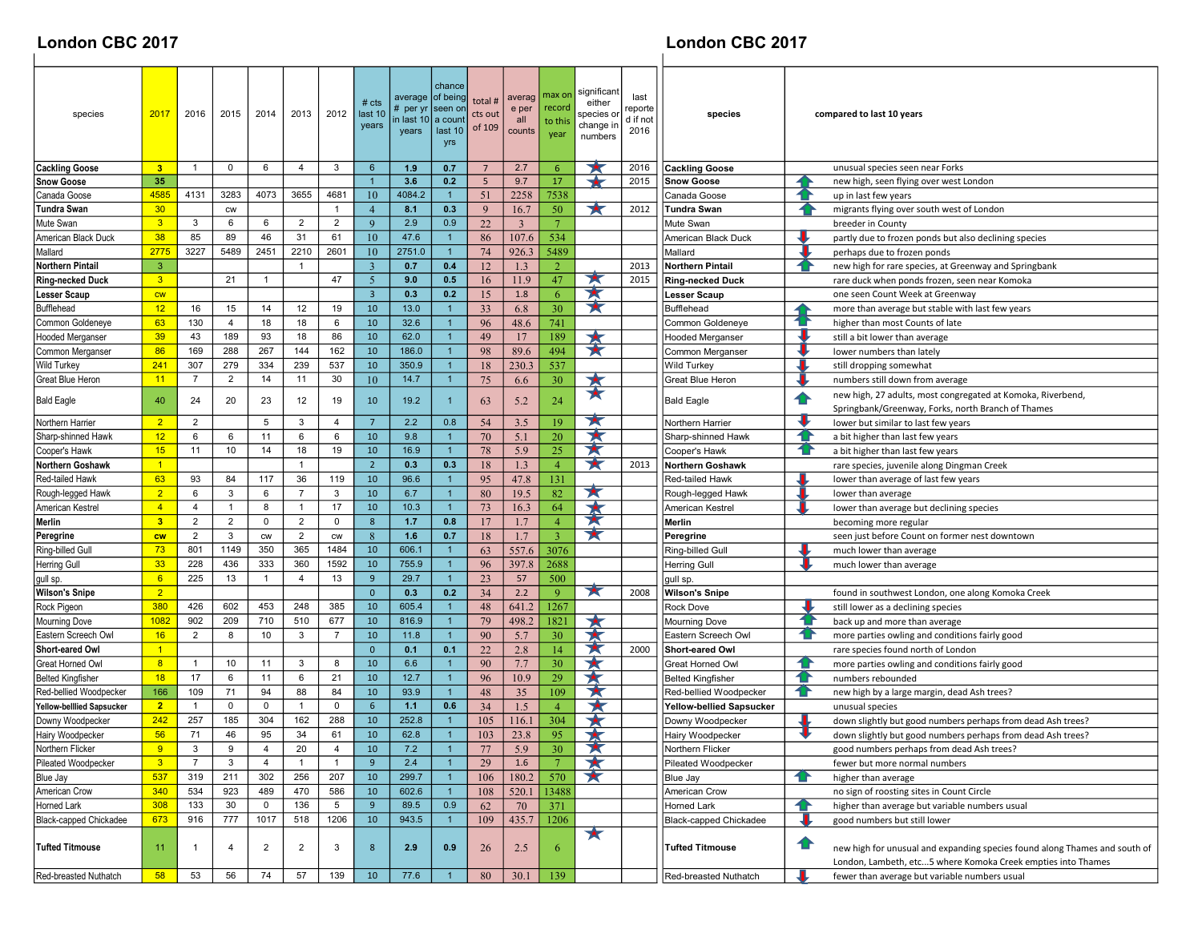# London CBC 2017

| species | 2017 | 2016 | 2015 | 2014 | 2013 | 2012 | # cts last 10 years | average # per yr in last 10 years | chance of being seen on a count last 10 yrs | total # cts out of 109 | average per all counts | max on record to this year | significant either species or change in numbers | last reported if not 2016 |
|---|---|---|---|---|---|---|---|---|---|---|---|---|---|---|
| **Cackling Goose** | 3 | 1 | 0 | 6 | 4 | 3 | 6 | 1.9 | 0.7 | 7 | 2.7 | 6 | ★ | 2016 |
| **Snow Goose** | 35 | | | | | | 1 | 3.6 | 0.2 | 5 | 9.7 | 17 | ★ | 2015 |
| Canada Goose | 4585 | 4131 | 3283 | 4073 | 3655 | 4681 | 10 | 4084.2 | 1 | 51 | 2258 | 7538 | | |
| **Tundra Swan** | 30 | | cw | | | 1 | 4 | 8.1 | 0.3 | 9 | 16.7 | 50 | ★ | 2012 |
| Mute Swan | 3 | 3 | 6 | 6 | 2 | 2 | 9 | 2.9 | 0.9 | 22 | 3 | 7 | | |
| American Black Duck | 38 | 85 | 89 | 46 | 31 | 61 | 10 | 47.6 | 1 | 86 | 107.6 | 534 | | |
| Mallard | 2775 | 3227 | 5489 | 2451 | 2210 | 2601 | 10 | 2751.0 | 1 | 74 | 926.3 | 5489 | | |
| **Northern Pintail** | 3 | | | | 1 | | 3 | 0.7 | 0.4 | 12 | 1.3 | 2 | | 2013 |
| **Ring-necked Duck** | 3 | | 21 | 1 | | 47 | 5 | 9.0 | 0.5 | 16 | 11.9 | 47 | ★ | 2015 |
| **Lesser Scaup** | cw | | | | | 3 | 3 | 0.3 | 0.2 | 15 | 1.8 | 6 | ★ | |
| Bufflehead | 12 | 16 | 15 | 14 | 12 | 19 | 10 | 13.0 | 1 | 33 | 6.8 | 30 | ★ | |
| Common Goldeneye | 63 | 130 | 4 | 18 | 18 | 6 | 10 | 32.6 | 1 | 96 | 48.6 | 741 | | |
| Hooded Merganser | 39 | 43 | 189 | 93 | 18 | 86 | 10 | 62.0 | 1 | 49 | 17 | 189 | ★ | |
| Common Merganser | 86 | 169 | 288 | 267 | 144 | 162 | 10 | 186.0 | 1 | 98 | 89.6 | 494 | ★ | |
| Wild Turkey | 241 | 307 | 279 | 334 | 239 | 537 | 10 | 350.9 | 1 | 18 | 230.3 | 537 | | |
| Great Blue Heron | 11 | 7 | 2 | 14 | 11 | 30 | 10 | 14.7 | 1 | 75 | 6.6 | 30 | ★ | |
| Bald Eagle | 40 | 24 | 20 | 23 | 12 | 19 | 10 | 19.2 | 1 | 63 | 5.2 | 24 | ★ | |
| Northern Harrier | 2 | 2 | | 5 | 3 | 4 | 7 | 2.2 | 0.8 | 54 | 3.5 | 19 | ★ | |
| Sharp-shinned Hawk | 12 | 6 | 6 | 11 | 6 | 6 | 10 | 9.8 | 1 | 70 | 5.1 | 20 | ★ | |
| Cooper's Hawk | 15 | 11 | 10 | 14 | 18 | 19 | 10 | 16.9 | 1 | 78 | 5.9 | 25 | ★ | |
| **Northern Goshawk** | 1 | | | | 1 | | 2 | 0.3 | 0.3 | 18 | 1.3 | 4 | ★ | 2013 |
| Red-tailed Hawk | 63 | 93 | 84 | 117 | 36 | 119 | 10 | 96.6 | 1 | 95 | 47.8 | 131 | | |
| Rough-legged Hawk | 2 | 6 | 3 | 6 | 7 | 3 | 10 | 6.7 | 1 | 80 | 19.5 | 82 | ★ | |
| American Kestrel | 4 | 4 | 1 | 8 | 1 | 17 | 10 | 10.3 | 1 | 73 | 16.3 | 64 | ★ | |
| **Merlin** | 3 | 2 | 2 | 0 | 2 | 0 | 8 | 1.7 | 0.8 | 17 | 1.7 | 4 | ★ | |
| **Peregrine** | cw | 2 | 3 | cw | 2 | cw | 8 | 1.6 | 0.7 | 18 | 1.7 | 3 | ★ | |
| Ring-billed Gull | 73 | 801 | 1149 | 350 | 365 | 1484 | 10 | 606.1 | 1 | 63 | 557.6 | 3076 | | |
| Herring Gull | 33 | 228 | 436 | 333 | 360 | 1592 | 10 | 755.9 | 1 | 96 | 397.8 | 2688 | | |
| gull sp. | 6 | 225 | 13 | 1 | 4 | 13 | 9 | 29.7 | 1 | 23 | 57 | 500 | | |
| **Wilson's Snipe** | 2 | | | | | | 0 | 0.3 | 0.2 | 34 | 2.2 | 9 | ★ | 2008 |
| Rock Pigeon | 380 | 426 | 602 | 453 | 248 | 385 | 10 | 605.4 | 1 | 48 | 641.2 | 1267 | | |
| Mourning Dove | 1082 | 902 | 209 | 710 | 510 | 677 | 10 | 816.9 | 1 | 79 | 498.2 | 1821 | ★ | |
| Eastern Screech Owl | 16 | 2 | 8 | 10 | 3 | 7 | 10 | 11.8 | 1 | 90 | 5.7 | 30 | ★ | |
| **Short-eared Owl** | 1 | | | | | | 0 | 0.1 | 0.1 | 22 | 2.8 | 14 | ★ | 2000 |
| Great Horned Owl | 8 | 1 | 10 | 11 | 3 | 8 | 10 | 6.6 | 1 | 90 | 7.7 | 30 | ★ | |
| Belted Kingfisher | 18 | 17 | 6 | 11 | 6 | 21 | 10 | 12.7 | 1 | 96 | 10.9 | 29 | ★ | |
| Red-bellied Woodpecker | 166 | 109 | 71 | 94 | 88 | 84 | 10 | 93.9 | 1 | 48 | 35 | 109 | ★ | |
| **Yellow-belllied Sapsucker** | 2 | 1 | 0 | 0 | 1 | 0 | 6 | 1.1 | 0.6 | 34 | 1.5 | 4 | ★ | |
| Downy Woodpecker | 242 | 257 | 185 | 304 | 162 | 288 | 10 | 252.8 | 1 | 105 | 116.1 | 304 | ★ | |
| Hairy Woodpecker | 56 | 71 | 46 | 95 | 34 | 61 | 10 | 62.8 | 1 | 103 | 23.8 | 95 | ★ | |
| Northern Flicker | 9 | 3 | 9 | 4 | 20 | 4 | 10 | 7.2 | 1 | 77 | 5.9 | 30 | ★ | |
| Pileated Woodpecker | 3 | 7 | 3 | 4 | 1 | 1 | 9 | 2.4 | 1 | 29 | 1.6 | 7 | ★ | |
| Blue Jay | 537 | 319 | 211 | 302 | 256 | 207 | 10 | 299.7 | 1 | 106 | 180.2 | 570 | ★ | |
| American Crow | 340 | 534 | 923 | 489 | 470 | 586 | 10 | 602.6 | 1 | 108 | 520.1 | 13488 | | |
| Horned Lark | 308 | 133 | 30 | 0 | 136 | 5 | 9 | 89.5 | 0.9 | 62 | 70 | 371 | | |
| Black-capped Chickadee | 673 | 916 | 777 | 1017 | 518 | 1206 | 10 | 943.5 | 1 | 109 | 435.7 | 1206 | | |
| **Tufted Titmouse** | 11 | 1 | 4 | 2 | 2 | 3 | 8 | 2.9 | 0.9 | 26 | 2.5 | 6 | ★ | |
| Red-breasted Nuthatch | 58 | 53 | 56 | 74 | 57 | 139 | 10 | 77.6 | 1 | 80 | 30.1 | 139 | | |

# London CBC 2017

| species | trend | compared to last 10 years |
|---|---|---|
| **Cackling Goose** | | unusual species seen near Forks |
| **Snow Goose** | ↑ | new high, seen flying over west London |
| Canada Goose | ↑ | up in last few years |
| **Tundra Swan** | ↑ | migrants flying over south west of London |
| Mute Swan | | breeder in County |
| American Black Duck | ↓ | partly due to frozen ponds but also declining species |
| Mallard | ↓ | perhaps due to frozen ponds |
| **Northern Pintail** | ↑ | new high for rare species, at Greenway and Springbank |
| **Ring-necked Duck** | | rare duck when ponds frozen, seen near Komoka |
| **Lesser Scaup** | | one seen Count Week at Greenway |
| Bufflehead | ↑ | more than average but stable with last few years |
| Common Goldeneye | ↑ | higher than most Counts of late |
| Hooded Merganser | ↓ | still a bit lower than average |
| Common Merganser | ↓ | lower numbers than lately |
| Wild Turkey | ↓ | still dropping somewhat |
| Great Blue Heron | ↓ | numbers still down from average |
| Bald Eagle | ↑ | new high, 27 adults, most congregated at Komoka, Riverbend, Springbank/Greenway, Forks, north Branch of Thames |
| Northern Harrier | ↓ | lower but similar to last few years |
| Sharp-shinned Hawk | ↑ | a bit higher than last few years |
| Cooper's Hawk | ↑ | a bit higher than last few years |
| **Northern Goshawk** | | rare species, juvenile along Dingman Creek |
| Red-tailed Hawk | ↓ | lower than average of last few years |
| Rough-legged Hawk | ↓ | lower than average |
| American Kestrel | ↓ | lower than average but declining species |
| **Merlin** | | becoming more regular |
| **Peregrine** | | seen just before Count on former nest downtown |
| Ring-billed Gull | ↓ | much lower than average |
| Herring Gull | ↓ | much lower than average |
| gull sp. | | |
| **Wilson's Snipe** | | found in southwest London, one along Komoka Creek |
| Rock Dove | ↓ | still lower as a declining species |
| Mourning Dove | ↑ | back up and more than average |
| Eastern Screech Owl | ↑ | more parties owling and conditions fairly good |
| **Short-eared Owl** | | rare species found north of London |
| Great Horned Owl | ↑ | more parties owling and conditions fairly good |
| Belted Kingfisher | ↑ | numbers rebounded |
| Red-bellied Woodpecker | ↑ | new high by a large margin, dead Ash trees? |
| **Yellow-bellied Sapsucker** | | unusual species |
| Downy Woodpecker | ↓ | down slightly but good numbers perhaps from dead Ash trees? |
| Hairy Woodpecker | ↓ | down slightly but good numbers perhaps from dead Ash trees? |
| Northern Flicker | | good numbers perhaps from dead Ash trees? |
| Pileated Woodpecker | | fewer but more normal numbers |
| Blue Jay | ↑ | higher than average |
| American Crow | | no sign of roosting sites in Count Circle |
| Horned Lark | ↑ | higher than average but variable numbers usual |
| Black-capped Chickadee | ↓ | good numbers but still lower |
| **Tufted Titmouse** | ↑ | new high for unusual and expanding species found along Thames and south of London, Lambeth, etc...5 where Komoka Creek empties into Thames |
| Red-breasted Nuthatch | ↓ | fewer than average but variable numbers usual |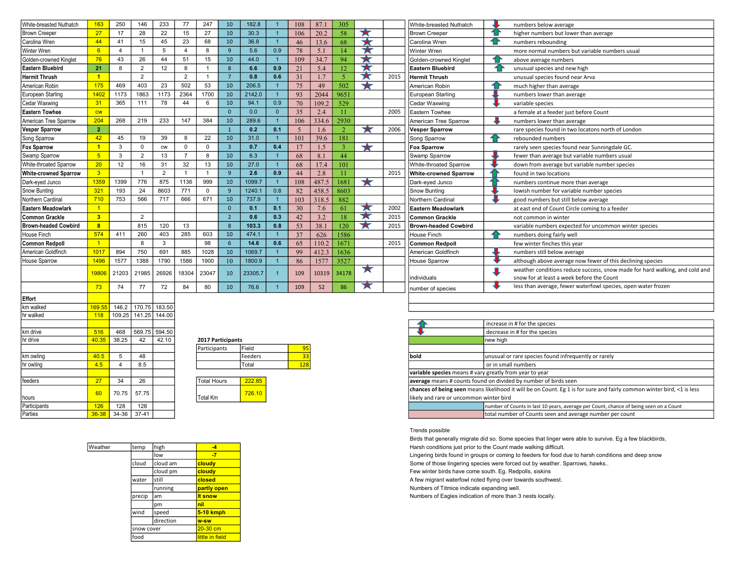| | | | | | | | | | | | | | | | |
|---|---|---|---|---|---|---|---|---|---|---|---|---|---|---|---|
| White-breasted Nuthatch | 163 | 250 | 146 | 233 | 77 | 247 | 10 | 182.8 | 1 | 108 | 87.1 | 305 | | | |
| Brown Creeper | 27 | 17 | 28 | 22 | 15 | 27 | 10 | 30.3 | 1 | 106 | 20.2 | 58 | ★ | | |
| Carolina Wren | 44 | 41 | 15 | 45 | 23 | 68 | 10 | 36.8 | 1 | 46 | 13.6 | 68 | ★ | | |
| Winter Wren | 6 | 4 | 1 | 5 | 4 | 8 | 9 | 5.6 | 0.9 | 78 | 5.1 | 14 | ★ | | |
| Golden-crowned Kinglet | 76 | 43 | 26 | 44 | 51 | 15 | 10 | 44.0 | 1 | 109 | 34.7 | 94 | ★ | | |
| **Eastern Bluebird** | **21** | 8 | 2 | 12 | 8 | 1 | 8 | **6.6** | **0.9** | 21 | 5.4 | 12 | ★ | | |
| **Hermit Thrush** | **1** | | 2 | | 2 | 1 | 7 | **0.8** | **0.6** | 31 | 1.7 | 5 | ★ | 2015 | |
| American Robin | 175 | 469 | 403 | 23 | 502 | 53 | 10 | 206.5 | 1 | 75 | 49 | 502 | ★ | | |
| European Starling | 1402 | 1173 | 1863 | 1173 | 2364 | 1700 | 10 | 2142.0 | 1 | 93 | 2044 | 9651 | | | |
| Cedar Waxwing | 31 | 365 | 111 | 78 | 44 | 6 | 10 | 94.1 | 0.9 | 70 | 109.2 | 529 | | | |
| **Eastern Towhee** | **cw** | | | | | | 0 | 0.0 | 0 | 35 | 2.4 | 11 | | 2005 | |
| American Tree Sparrow | 204 | 268 | 219 | 233 | 147 | 384 | 10 | 289.6 | 1 | 106 | 334.6 | 2930 | | | |
| **Vesper Sparrow** | **2** | | | | | | 1 | **0.2** | **0.1** | 5 | 1.6 | 2 | ★ | 2006 | |
| Song Sparrow | 42 | 45 | 19 | 39 | 8 | 22 | 10 | 31.0 | 1 | 101 | 39.6 | 181 | | | |
| **Fox Sparrow** | **1** | 3 | 0 | cw | 0 | 0 | 3 | **0.7** | **0.4** | 17 | 1.5 | 3 | ★ | | |
| Swamp Sparrow | 5 | 3 | 2 | 13 | 7 | 8 | 10 | 6.3 | 1 | 68 | 8.1 | 44 | | | |
| White-throated Sparrow | 20 | 12 | 16 | 31 | 32 | 13 | 10 | 27.0 | 1 | 68 | 17.4 | 101 | | | |
| **White-crowned Sparrow** | **3** | | 1 | 2 | 1 | 1 | 9 | **2.6** | **0.9** | 44 | 2.8 | 11 | | 2015 | |
| Dark-eyed Junco | 1359 | 1399 | 776 | 875 | 1136 | 999 | 10 | 1099.7 | 1 | 108 | 487.5 | 1681 | ★ | | |
| Snow Bunting | 321 | 193 | 24 | 8603 | 771 | 0 | 9 | 1240.1 | 0.8 | 82 | 458.5 | 8603 | | | |
| Northern Cardinal | 710 | 753 | 566 | 717 | 666 | 671 | 10 | 737.9 | 1 | 103 | 318.5 | 882 | | | |
| **Eastern Meadowlark** | **1** | | | | | | 0 | **0.1** | **0.1** | 30 | 7.6 | 61 | ★ | 2002 | |
| **Common Grackle** | **3** | | 2 | | | | 2 | **0.6** | **0.3** | 42 | 3.2 | 18 | ★ | 2015 | |
| **Brown-headed Cowbird** | **8** | | 815 | 120 | 13 | | 8 | **103.3** | **0.8** | 53 | 38.1 | 120 | ★ | 2015 | |
| House Finch | 574 | 411 | 260 | 403 | 285 | 603 | 10 | 474.1 | 1 | 37 | 626 | 1586 | | | |
| **Common Redpoll** | **1** | | 8 | 3 | | 98 | 6 | **14.6** | **0.6** | 65 | 110.2 | 1671 | | 2015 | |
| American Goldfinch | 1017 | 894 | 750 | 691 | 885 | 1028 | 10 | 1069.7 | 1 | 99 | 412.3 | 1636 | | | |
| House Sparrow | 1496 | 1577 | 1388 | 1790 | 1586 | 1900 | 10 | 1800.9 | 1 | 86 | 1577 | 3527 | | | |
| | 19806 | 21203 | 21985 | 26926 | 18304 | 23047 | 10 | 23305.7 | 1 | 109 | 10319 | 34178 | ★ | | |
| | 73 | 74 | 77 | 72 | 84 | 80 | 10 | 76.6 | 1 | 109 | 52 | 86 | ★ | | |

| | | |
|---|---|---|
| White-breasted Nuthatch | ↓ | numbers below average |
| Brown Creeper | ↑ | higher numbers but lower than average |
| Carolina Wren | ↑ | numbers rebounding |
| Winter Wren | | more normal numbers but variable numbers usual |
| Golden-crowned Kinglet | ↑ | above average numbers |
| **Eastern Bluebird** | ↑ | unusual species and new high |
| **Hermit Thrush** | | unusual species found near Arva |
| American Robin | ↑ | much higher than average |
| European Starling | ↓ | numbers lower than average |
| Cedar Waxwing | ↓ | variable species |
| Eastern Towhee | | a female at a feeder just before Count |
| American Tree Sparrow | ↓ | numbers lower than average |
| **Vesper Sparrow** | | rare species found in two locatons north of London |
| Song Sparrow | ↑ | rebounded numbers |
| **Fox Sparrow** | | rarely seen species found near Sunningdale GC. |
| Swamp Sparrow | ↓ | fewer than average but variable numbers usual |
| White-throated Sparrow | ↓ | down from average but variable number species |
| **White-crowned Sparrow** | ↑ | found in two locations |
| Dark-eyed Junco | ↑ | numbers continue more than average |
| Snow Bunting | ↓ | lowish number for variable number species |
| Northern Cardinal | ↓ | good numbers but still below average |
| **Eastern Meadowlark** | | at east end of Count Circle coming to a feeder |
| **Common Grackle** | | not common in winter |
| **Brown-headed Cowbird** | | variable numbers expected for uncommon winter species |
| House Finch | ↑ | numbers doing fairly well |
| **Common Redpoll** | | few winter finches this year |
| American Goldfinch | ↓ | numbers still below average |
| House Sparrow | ↓ | although above average now fewer of this declining species |
| individuals | ↓ | weather conditions reduce success, snow made for hard walking, and cold and snow for at least a week before the Count |
| number of species | ↓ | less than average, fewer waterfowl species, open water frozen |

| Effort | | | | |
|---|---|---|---|---|
| km walked | 169.55 | 146.2 | 170.75 | 183.50 |
| hr walked | 118 | 109.25 | 141.25 | 144.00 |
| | | | | |
| km drive | 516 | 468 | 569.75 | 594.50 |
| hr drive | 40.35 | 38.25 | 42 | 42.10 |
| | | | | |
| km owling | 40.5 | 5 | 48 | |
| hr owling | 4.5 | 4 | 8.5 | |
| | | | | |
| feeders | 27 | 34 | 26 | |
| hours | 60 | 70.75 | 57.75 | |
| Participants | 126 | 128 | 128 | |
| Parties | 36-38 | 34-36 | 37-41 | |

**2017 Participants**

| | | |
|---|---|---|
| Participants | Field | 95 |
| | Feeders | 33 |
| | Total | 128 |

| | |
|---|---|
| Total Hours | 222.85 |
| Total Km | 726.10 |

| | | |
|---|---|---|
| ↑ | increase in # for the species |
| ↓ | decrease in # for the species |
| (green) | new high |
| **bold** | unusual or rare species found infrequently or rarely or in small numbers |

**variable species** means # vary greatly from year to year

**average** means # counts found on divided by number of birds seen

**chances of being seen** means likelihood it will be on Count. Eg 1 is for sure and fairly common winter bird, <1 is less likely and rare or uncommon winter bird

(blue) number of Counts in last 10 years, average per Count, chance of being seen on a Count

(pink) total number of Counts seen and average number per count

| Weather | | | |
|---|---|---|---|
| | temp | high | -4 |
| | | low | -7 |
| | cloud | cloud am | cloudy |
| | | cloud pm | cloudy |
| | water | still | closed |
| | | running | partly open |
| | precip | am | lt snow |
| | | pm | nil |
| | wind | speed | 5-10 kmph |
| | | direction | w-sw |
| | snow cover | | 20-30 cm |
| | food | | little in field |

Trends possible

Birds that generally migrate did so. Some species that linger were able to survive. Eg a few blackbirds,

Harsh conditions just prior to the Count made walking difficult.

Lingering birds found in groups or coming to feeders for food due to harsh conditions and deep snow

Some of those lingering species were forced out by weather. Sparrows, hawks..

Few winter birds have come south. Eg. Redpolls, siskins

A few migrant waterfowl noted flying over towards southwest.

Numbers of Titmice indicate expanding well.

Numbers of Eagles indication of more than 3 nests locally.